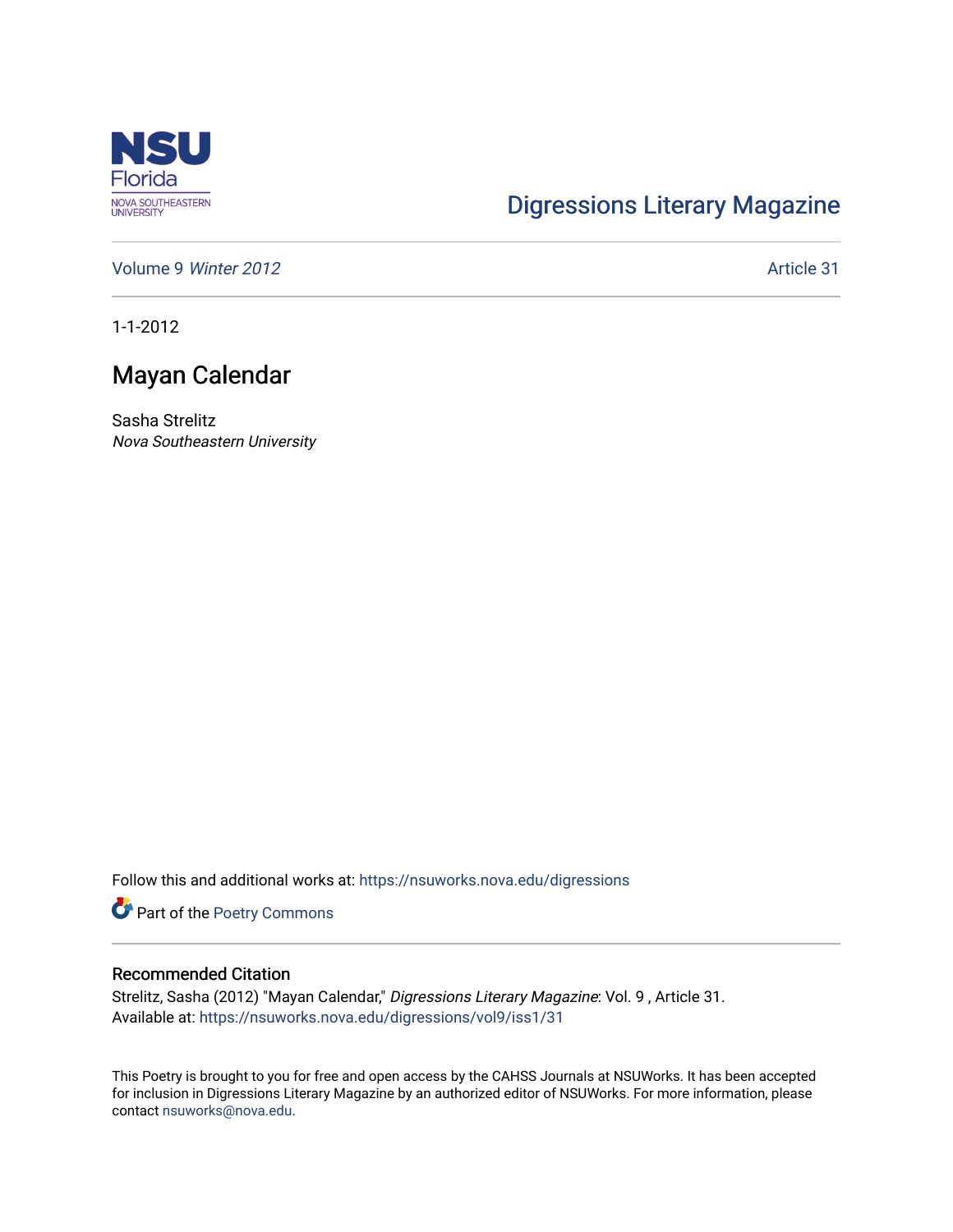NSU Florida
NOVA SOUTHEASTERN UNIVERSITY

Digressions Literary Magazine

Volume 9 *Winter 2012*

Article 31

1-1-2012

# Mayan Calendar

Sasha Strelitz
*Nova Southeastern University*

Follow this and additional works at: https://nsuworks.nova.edu/digressions

Part of the Poetry Commons

## Recommended Citation

Strelitz, Sasha (2012) "Mayan Calendar," *Digressions Literary Magazine*: Vol. 9 , Article 31.
Available at: https://nsuworks.nova.edu/digressions/vol9/iss1/31

This Poetry is brought to you for free and open access by the CAHSS Journals at NSUWorks. It has been accepted for inclusion in Digressions Literary Magazine by an authorized editor of NSUWorks. For more information, please contact nsuworks@nova.edu.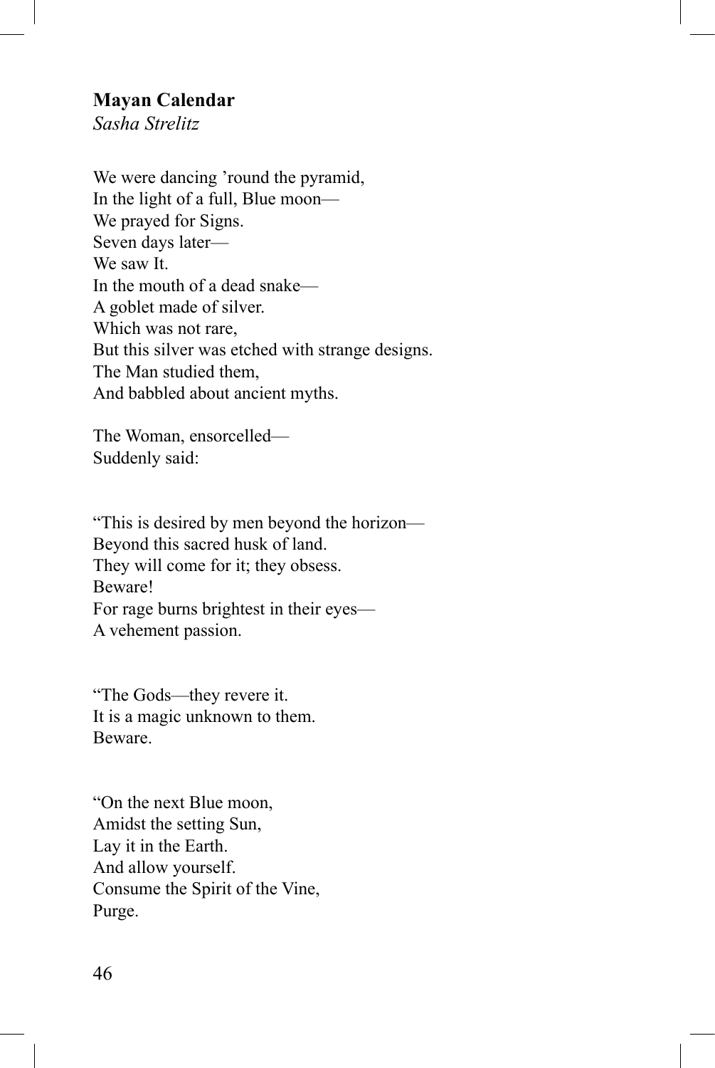**Mayan Calendar**
*Sasha Strelitz*

We were dancing ’round the pyramid,
In the light of a full, Blue moon—
We prayed for Signs.
Seven days later—
We saw It.
In the mouth of a dead snake—
A goblet made of silver.
Which was not rare,
But this silver was etched with strange designs.
The Man studied them,
And babbled about ancient myths.

The Woman, ensorcelled—
Suddenly said:

“This is desired by men beyond the horizon—
Beyond this sacred husk of land.
They will come for it; they obsess.
Beware!
For rage burns brightest in their eyes—
A vehement passion.

“The Gods—they revere it.
It is a magic unknown to them.
Beware.

“On the next Blue moon,
Amidst the setting Sun,
Lay it in the Earth.
And allow yourself.
Consume the Spirit of the Vine,
Purge.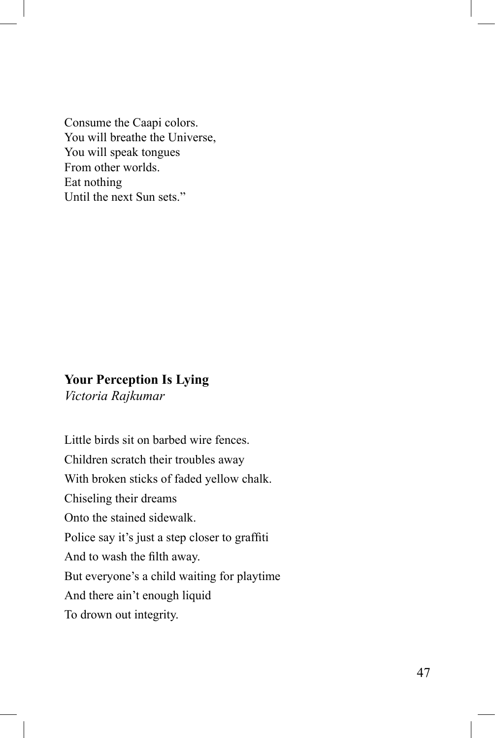Consume the Caapi colors.
You will breathe the Universe,
You will speak tongues
From other worlds.
Eat nothing
Until the next Sun sets."

## Your Perception Is Lying

*Victoria Rajkumar*

Little birds sit on barbed wire fences.
Children scratch their troubles away
With broken sticks of faded yellow chalk.
Chiseling their dreams
Onto the stained sidewalk.
Police say it's just a step closer to graffiti
And to wash the filth away.
But everyone's a child waiting for playtime
And there ain't enough liquid
To drown out integrity.